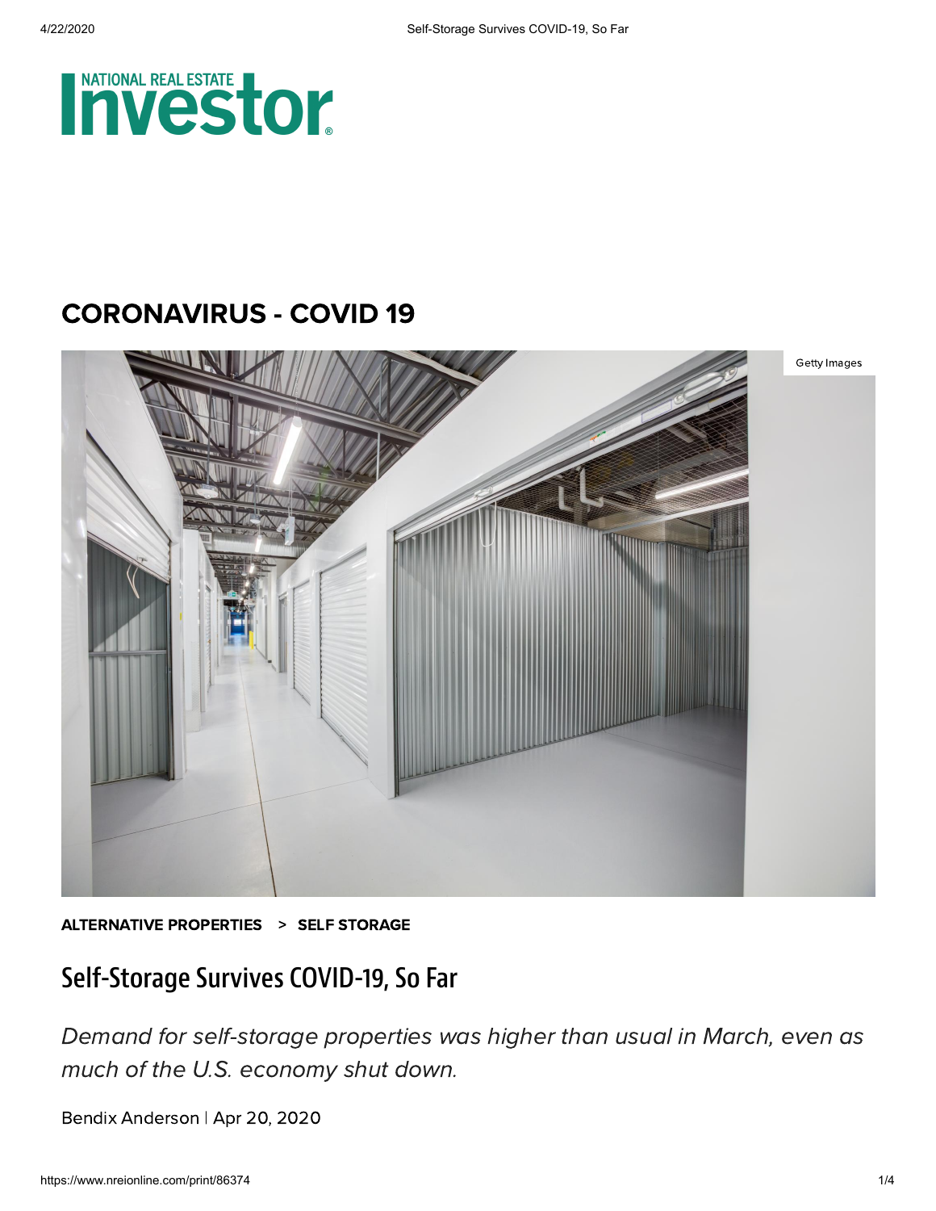# CORONAVIRUS - COVID 19

Getty Images

**ALTERNATIVE PROPERTIES** > **SELF STORAGE**

## Self-Storage Survives COVID-19, So Far

*Demand for self-storage properties was higher than usual in March, even as much of the U.S. economy shut down.*

Bendix Anderson | Apr 20, 2020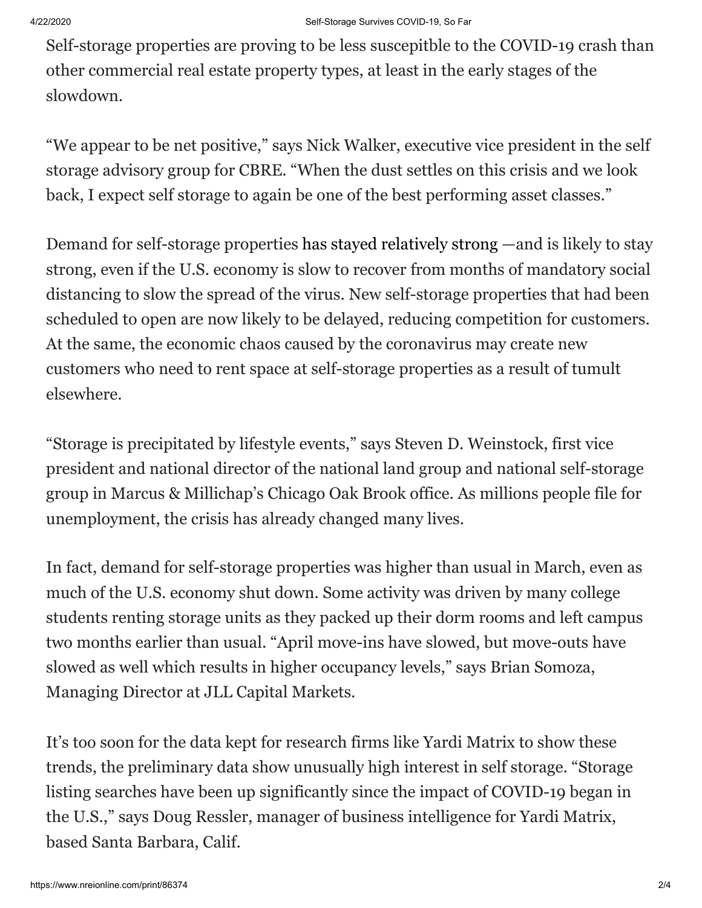Self-storage properties are proving to be less suscepitble to the COVID-19 crash than other commercial real estate property types, at least in the early stages of the slowdown.

"We appear to be net positive," says Nick Walker, executive vice president in the self storage advisory group for CBRE. "When the dust settles on this crisis and we look back, I expect self storage to again be one of the best performing asset classes."

Demand for self-storage properties has stayed relatively strong —and is likely to stay strong, even if the U.S. economy is slow to recover from months of mandatory social distancing to slow the spread of the virus. New self-storage properties that had been scheduled to open are now likely to be delayed, reducing competition for customers. At the same, the economic chaos caused by the coronavirus may create new customers who need to rent space at self-storage properties as a result of tumult elsewhere.

"Storage is precipitated by lifestyle events," says Steven D. Weinstock, first vice president and national director of the national land group and national self-storage group in Marcus & Millichap's Chicago Oak Brook office. As millions people file for unemployment, the crisis has already changed many lives.

In fact, demand for self-storage properties was higher than usual in March, even as much of the U.S. economy shut down. Some activity was driven by many college students renting storage units as they packed up their dorm rooms and left campus two months earlier than usual. "April move-ins have slowed, but move-outs have slowed as well which results in higher occupancy levels," says Brian Somoza, Managing Director at JLL Capital Markets.

It's too soon for the data kept for research firms like Yardi Matrix to show these trends, the preliminary data show unusually high interest in self storage. "Storage listing searches have been up significantly since the impact of COVID-19 began in the U.S.," says Doug Ressler, manager of business intelligence for Yardi Matrix, based Santa Barbara, Calif.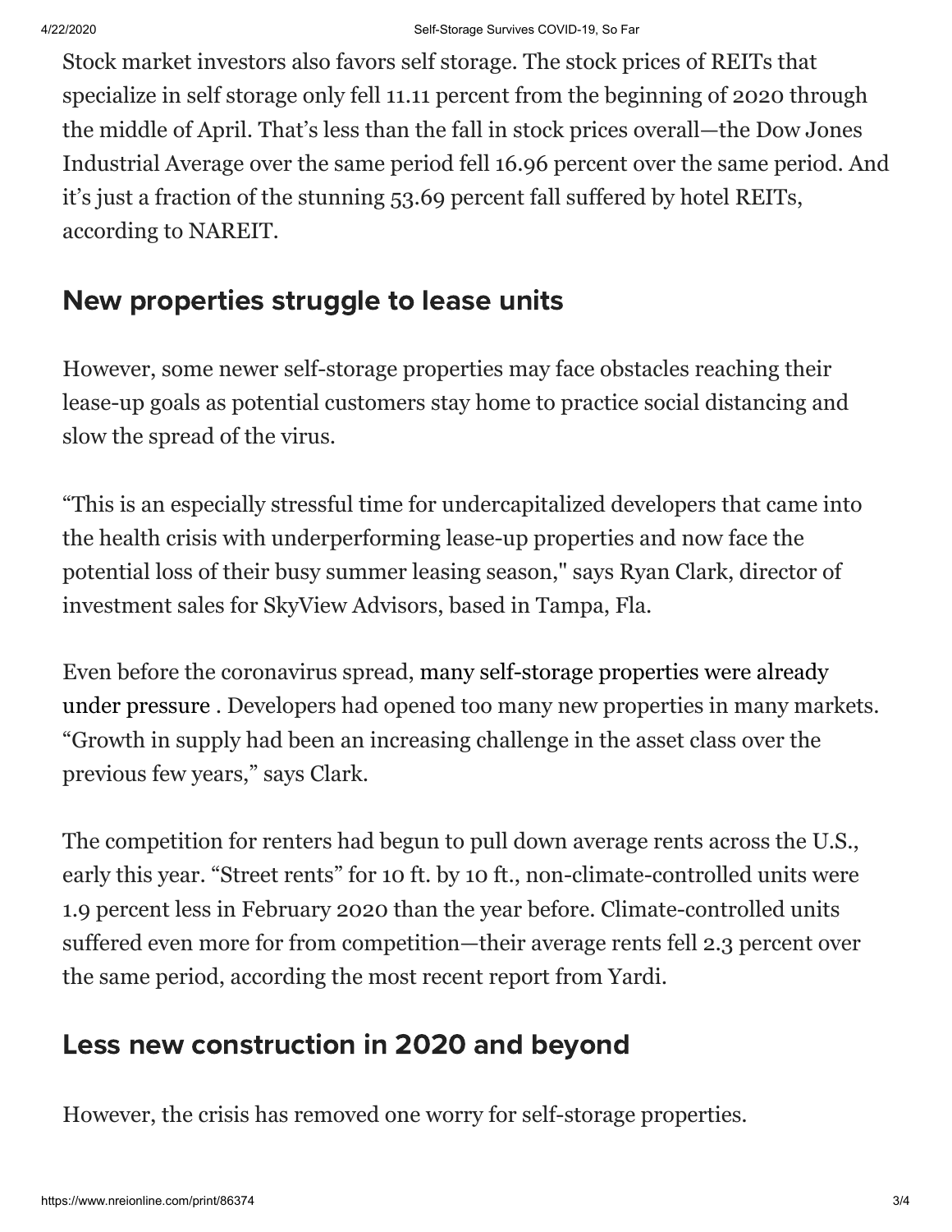Stock market investors also favors self storage. The stock prices of REITs that specialize in self storage only fell 11.11 percent from the beginning of 2020 through the middle of April. That's less than the fall in stock prices overall—the Dow Jones Industrial Average over the same period fell 16.96 percent over the same period. And it's just a fraction of the stunning 53.69 percent fall suffered by hotel REITs, according to NAREIT.

## New properties struggle to lease units

However, some newer self-storage properties may face obstacles reaching their lease-up goals as potential customers stay home to practice social distancing and slow the spread of the virus.

"This is an especially stressful time for undercapitalized developers that came into the health crisis with underperforming lease-up properties and now face the potential loss of their busy summer leasing season," says Ryan Clark, director of investment sales for SkyView Advisors, based in Tampa, Fla.

Even before the coronavirus spread, many self-storage properties were already under pressure . Developers had opened too many new properties in many markets. "Growth in supply had been an increasing challenge in the asset class over the previous few years," says Clark.

The competition for renters had begun to pull down average rents across the U.S., early this year. "Street rents" for 10 ft. by 10 ft., non-climate-controlled units were 1.9 percent less in February 2020 than the year before. Climate-controlled units suffered even more for from competition—their average rents fell 2.3 percent over the same period, according the most recent report from Yardi.

## Less new construction in 2020 and beyond

However, the crisis has removed one worry for self-storage properties.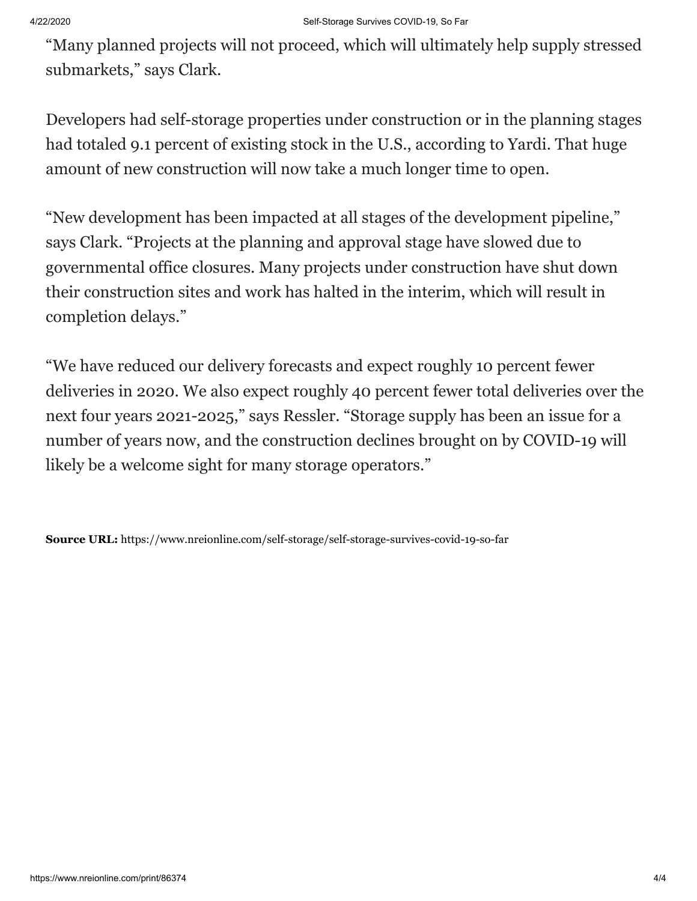"Many planned projects will not proceed, which will ultimately help supply stressed submarkets," says Clark.

Developers had self-storage properties under construction or in the planning stages had totaled 9.1 percent of existing stock in the U.S., according to Yardi. That huge amount of new construction will now take a much longer time to open.

"New development has been impacted at all stages of the development pipeline," says Clark. "Projects at the planning and approval stage have slowed due to governmental office closures. Many projects under construction have shut down their construction sites and work has halted in the interim, which will result in completion delays."

"We have reduced our delivery forecasts and expect roughly 10 percent fewer deliveries in 2020. We also expect roughly 40 percent fewer total deliveries over the next four years 2021-2025," says Ressler. "Storage supply has been an issue for a number of years now, and the construction declines brought on by COVID-19 will likely be a welcome sight for many storage operators."

**Source URL:** https://www.nreionline.com/self-storage/self-storage-survives-covid-19-so-far